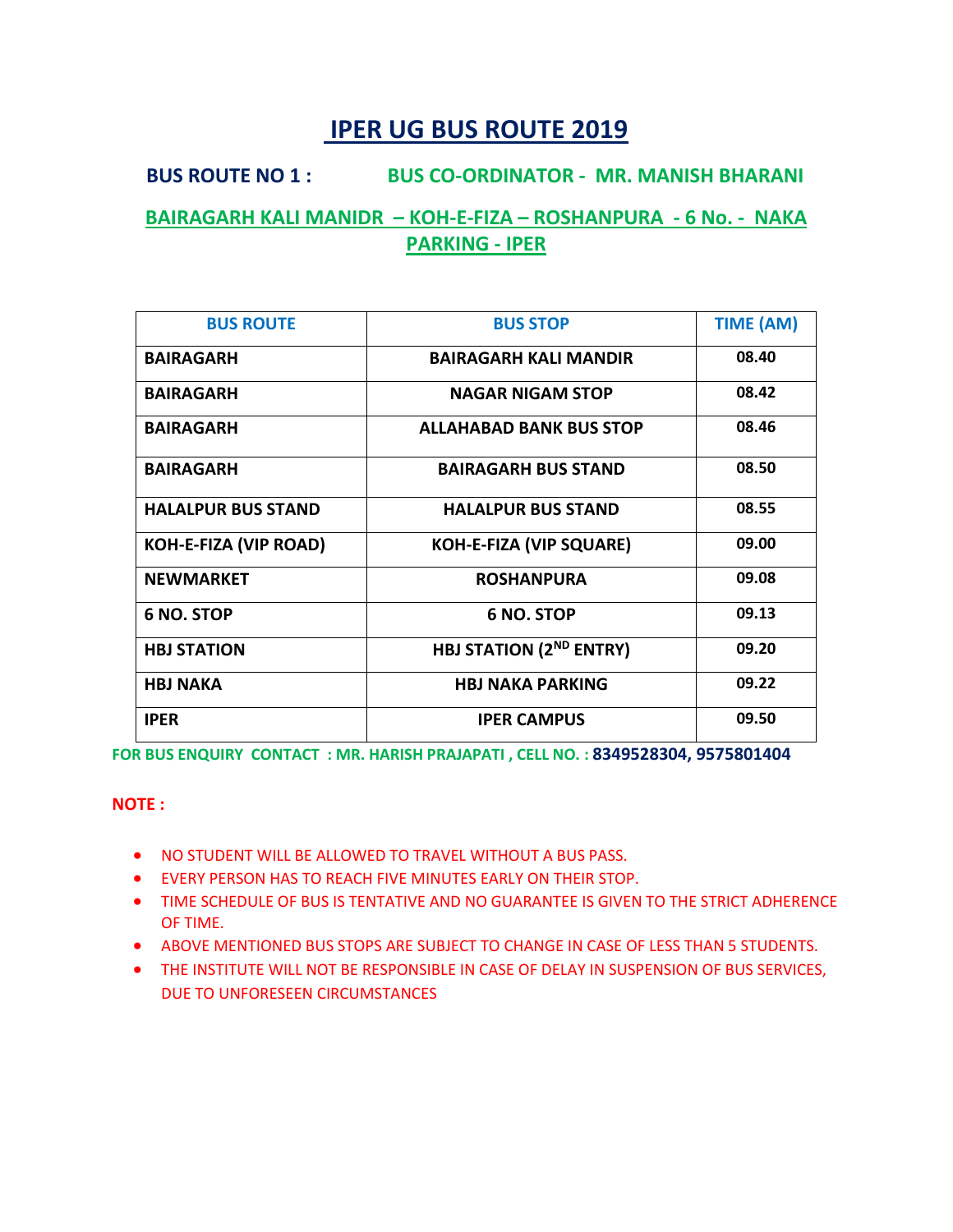# IPER UG BUS ROUTE 2019

**BUS ROUTE NO 1 :** **BUS CO-ORDINATOR - MR. MANISH BHARANI**

**BAIRAGARH KALI MANIDR – KOH-E-FIZA – ROSHANPURA - 6 No. - NAKA PARKING - IPER**

| BUS ROUTE | BUS STOP | TIME (AM) |
|---|---|---|
| BAIRAGARH | BAIRAGARH KALI MANDIR | 08.40 |
| BAIRAGARH | NAGAR NIGAM STOP | 08.42 |
| BAIRAGARH | ALLAHABAD BANK BUS STOP | 08.46 |
| BAIRAGARH | BAIRAGARH BUS STAND | 08.50 |
| HALALPUR BUS STAND | HALALPUR BUS STAND | 08.55 |
| KOH-E-FIZA (VIP ROAD) | KOH-E-FIZA (VIP SQUARE) | 09.00 |
| NEWMARKET | ROSHANPURA | 09.08 |
| 6 NO. STOP | 6 NO. STOP | 09.13 |
| HBJ STATION | HBJ STATION (2ND ENTRY) | 09.20 |
| HBJ NAKA | HBJ NAKA PARKING | 09.22 |
| IPER | IPER CAMPUS | 09.50 |

**FOR BUS ENQUIRY CONTACT : MR. HARISH PRAJAPATI , CELL NO. : 8349528304, 9575801404**

**NOTE :**

- NO STUDENT WILL BE ALLOWED TO TRAVEL WITHOUT A BUS PASS.
- EVERY PERSON HAS TO REACH FIVE MINUTES EARLY ON THEIR STOP.
- TIME SCHEDULE OF BUS IS TENTATIVE AND NO GUARANTEE IS GIVEN TO THE STRICT ADHERENCE OF TIME.
- ABOVE MENTIONED BUS STOPS ARE SUBJECT TO CHANGE IN CASE OF LESS THAN 5 STUDENTS.
- THE INSTITUTE WILL NOT BE RESPONSIBLE IN CASE OF DELAY IN SUSPENSION OF BUS SERVICES, DUE TO UNFORESEEN CIRCUMSTANCES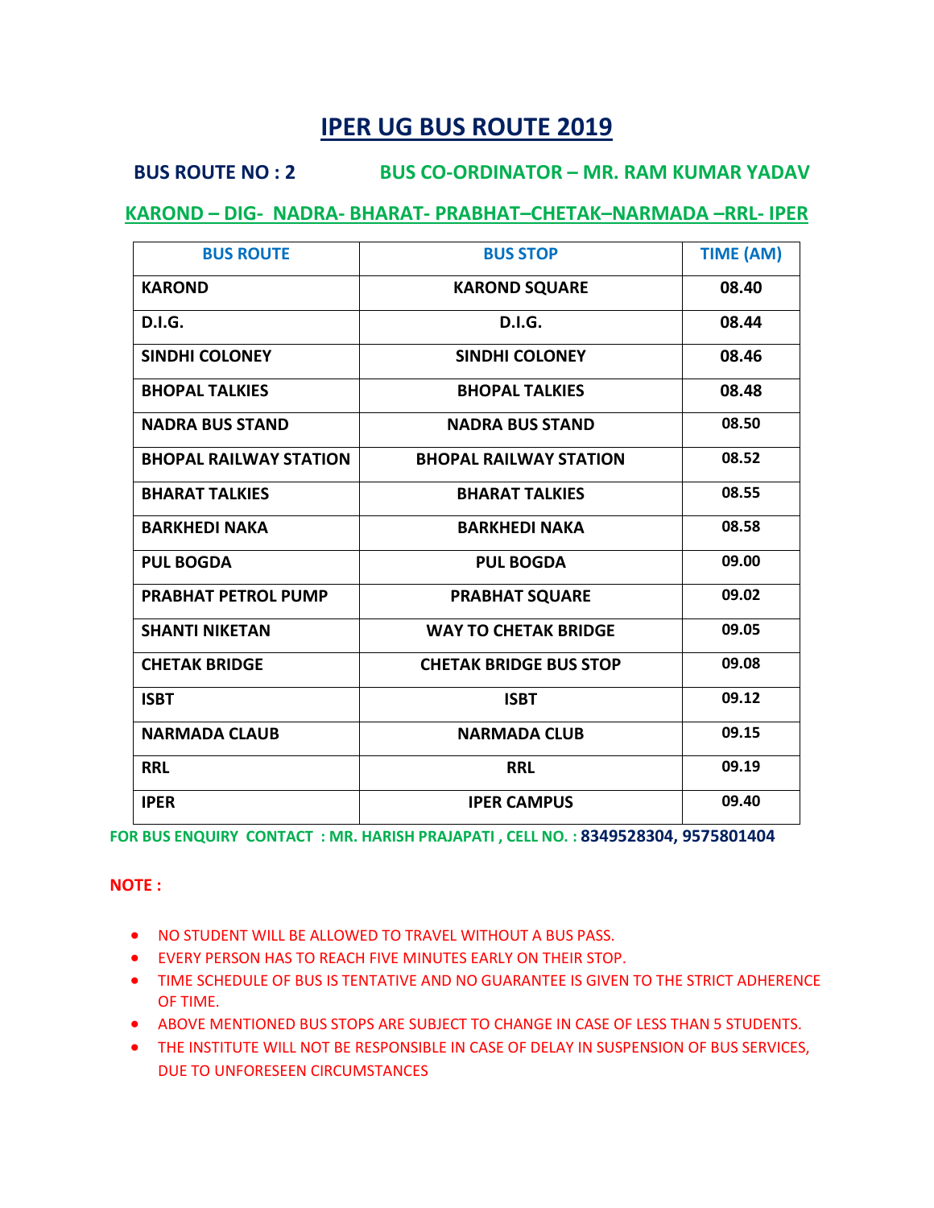# IPER UG BUS ROUTE 2019

**BUS ROUTE NO : 2** **BUS CO-ORDINATOR – MR. RAM KUMAR YADAV**

**KAROND – DIG- NADRA- BHARAT- PRABHAT–CHETAK–NARMADA –RRL- IPER**

| BUS ROUTE | BUS STOP | TIME (AM) |
|---|---|---|
| KAROND | KAROND SQUARE | 08.40 |
| D.I.G. | D.I.G. | 08.44 |
| SINDHI COLONEY | SINDHI COLONEY | 08.46 |
| BHOPAL TALKIES | BHOPAL TALKIES | 08.48 |
| NADRA BUS STAND | NADRA BUS STAND | 08.50 |
| BHOPAL RAILWAY STATION | BHOPAL RAILWAY STATION | 08.52 |
| BHARAT TALKIES | BHARAT TALKIES | 08.55 |
| BARKHEDI NAKA | BARKHEDI NAKA | 08.58 |
| PUL BOGDA | PUL BOGDA | 09.00 |
| PRABHAT PETROL PUMP | PRABHAT SQUARE | 09.02 |
| SHANTI NIKETAN | WAY TO CHETAK BRIDGE | 09.05 |
| CHETAK BRIDGE | CHETAK BRIDGE BUS STOP | 09.08 |
| ISBT | ISBT | 09.12 |
| NARMADA CLAUB | NARMADA CLUB | 09.15 |
| RRL | RRL | 09.19 |
| IPER | IPER CAMPUS | 09.40 |

**FOR BUS ENQUIRY CONTACT : MR. HARISH PRAJAPATI , CELL NO. : 8349528304, 9575801404**

**NOTE :**

- NO STUDENT WILL BE ALLOWED TO TRAVEL WITHOUT A BUS PASS.
- EVERY PERSON HAS TO REACH FIVE MINUTES EARLY ON THEIR STOP.
- TIME SCHEDULE OF BUS IS TENTATIVE AND NO GUARANTEE IS GIVEN TO THE STRICT ADHERENCE OF TIME.
- ABOVE MENTIONED BUS STOPS ARE SUBJECT TO CHANGE IN CASE OF LESS THAN 5 STUDENTS.
- THE INSTITUTE WILL NOT BE RESPONSIBLE IN CASE OF DELAY IN SUSPENSION OF BUS SERVICES, DUE TO UNFORESEEN CIRCUMSTANCES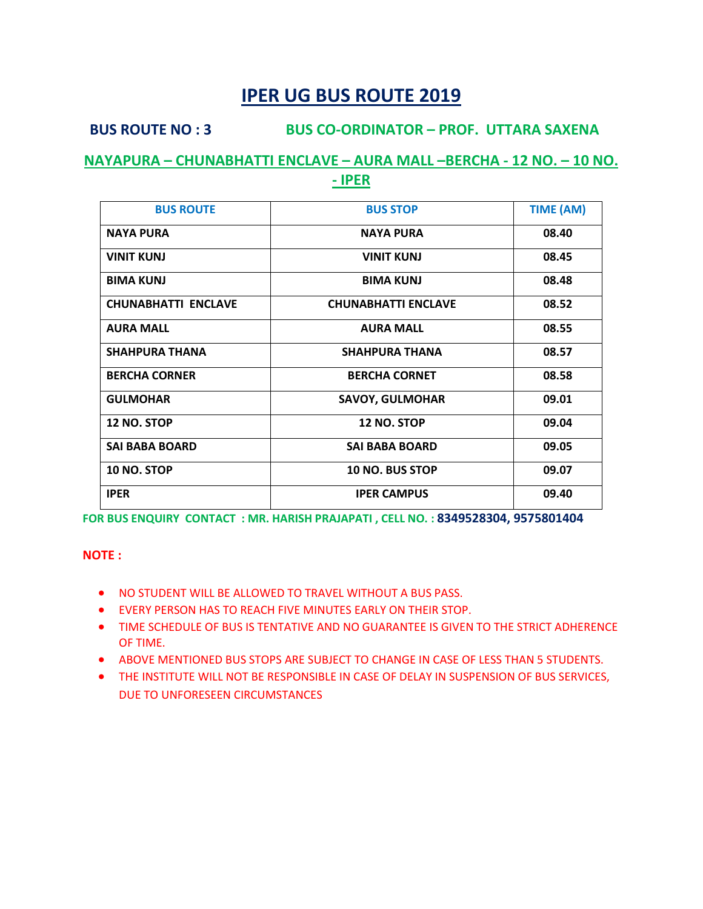# IPER UG BUS ROUTE 2019

**BUS ROUTE NO : 3** **BUS CO-ORDINATOR – PROF. UTTARA SAXENA**

## NAYAPURA – CHUNABHATTI ENCLAVE – AURA MALL –BERCHA - 12 NO. – 10 NO. - IPER

| BUS ROUTE | BUS STOP | TIME (AM) |
|---|---|---|
| NAYA PURA | NAYA PURA | 08.40 |
| VINIT KUNJ | VINIT KUNJ | 08.45 |
| BIMA KUNJ | BIMA KUNJ | 08.48 |
| CHUNABHATTI ENCLAVE | CHUNABHATTI ENCLAVE | 08.52 |
| AURA MALL | AURA MALL | 08.55 |
| SHAHPURA THANA | SHAHPURA THANA | 08.57 |
| BERCHA CORNER | BERCHA CORNET | 08.58 |
| GULMOHAR | SAVOY, GULMOHAR | 09.01 |
| 12 NO. STOP | 12 NO. STOP | 09.04 |
| SAI BABA BOARD | SAI BABA BOARD | 09.05 |
| 10 NO. STOP | 10 NO. BUS STOP | 09.07 |
| IPER | IPER CAMPUS | 09.40 |

**FOR BUS ENQUIRY CONTACT : MR. HARISH PRAJAPATI , CELL NO. : 8349528304, 9575801404**

**NOTE :**

- NO STUDENT WILL BE ALLOWED TO TRAVEL WITHOUT A BUS PASS.
- EVERY PERSON HAS TO REACH FIVE MINUTES EARLY ON THEIR STOP.
- TIME SCHEDULE OF BUS IS TENTATIVE AND NO GUARANTEE IS GIVEN TO THE STRICT ADHERENCE OF TIME.
- ABOVE MENTIONED BUS STOPS ARE SUBJECT TO CHANGE IN CASE OF LESS THAN 5 STUDENTS.
- THE INSTITUTE WILL NOT BE RESPONSIBLE IN CASE OF DELAY IN SUSPENSION OF BUS SERVICES, DUE TO UNFORESEEN CIRCUMSTANCES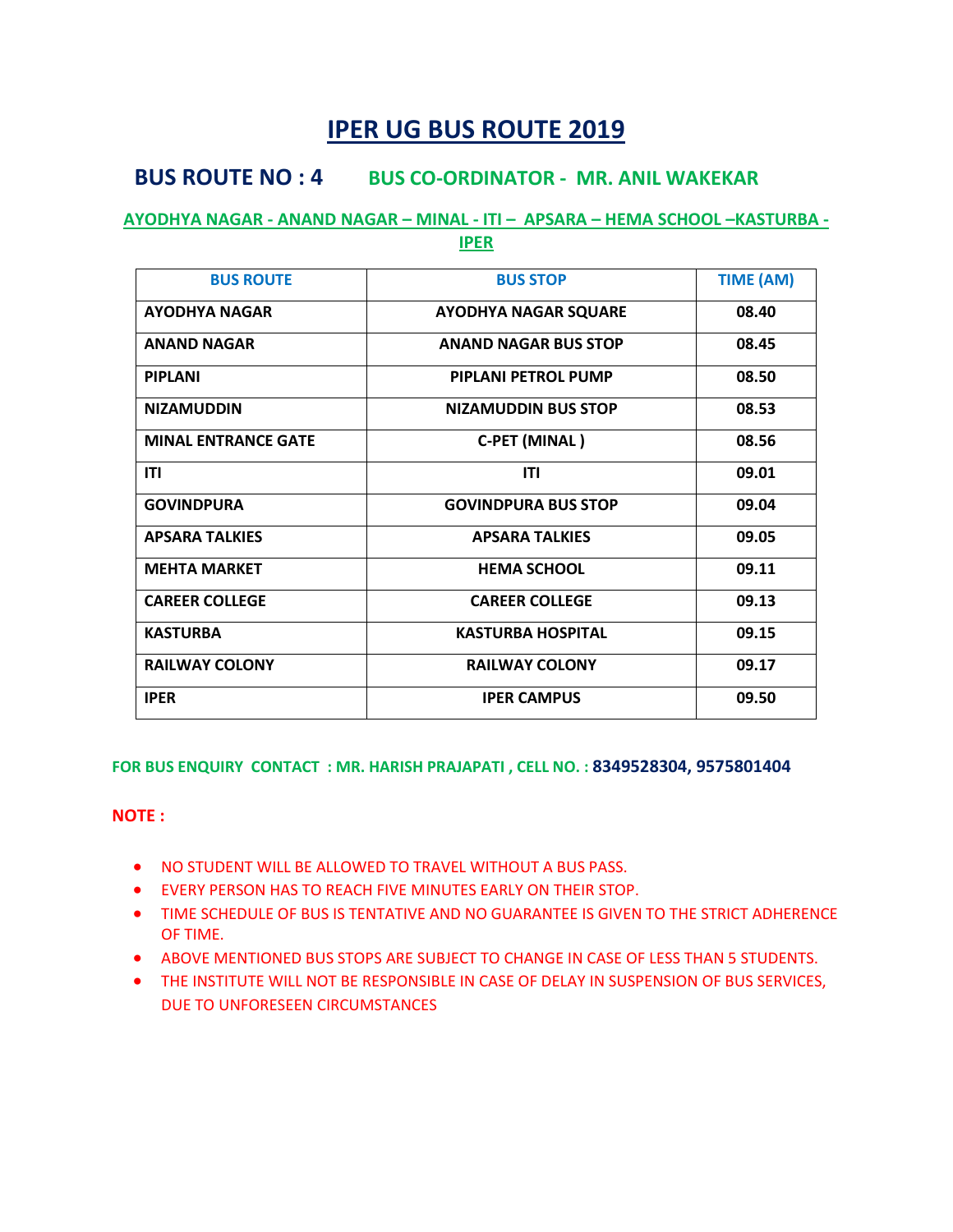# IPER UG BUS ROUTE 2019

## BUS ROUTE NO : 4 BUS CO-ORDINATOR - MR. ANIL WAKEKAR

**AYODHYA NAGAR - ANAND NAGAR – MINAL - ITI – APSARA – HEMA SCHOOL –KASTURBA - IPER**

| BUS ROUTE | BUS STOP | TIME (AM) |
|---|---|---|
| AYODHYA NAGAR | AYODHYA NAGAR SQUARE | 08.40 |
| ANAND NAGAR | ANAND NAGAR BUS STOP | 08.45 |
| PIPLANI | PIPLANI PETROL PUMP | 08.50 |
| NIZAMUDDIN | NIZAMUDDIN BUS STOP | 08.53 |
| MINAL ENTRANCE GATE | C-PET (MINAL ) | 08.56 |
| ITI | ITI | 09.01 |
| GOVINDPURA | GOVINDPURA BUS STOP | 09.04 |
| APSARA TALKIES | APSARA TALKIES | 09.05 |
| MEHTA MARKET | HEMA SCHOOL | 09.11 |
| CAREER COLLEGE | CAREER COLLEGE | 09.13 |
| KASTURBA | KASTURBA HOSPITAL | 09.15 |
| RAILWAY COLONY | RAILWAY COLONY | 09.17 |
| IPER | IPER CAMPUS | 09.50 |

**FOR BUS ENQUIRY CONTACT : MR. HARISH PRAJAPATI , CELL NO. : 8349528304, 9575801404**

**NOTE :**

- NO STUDENT WILL BE ALLOWED TO TRAVEL WITHOUT A BUS PASS.
- EVERY PERSON HAS TO REACH FIVE MINUTES EARLY ON THEIR STOP.
- TIME SCHEDULE OF BUS IS TENTATIVE AND NO GUARANTEE IS GIVEN TO THE STRICT ADHERENCE OF TIME.
- ABOVE MENTIONED BUS STOPS ARE SUBJECT TO CHANGE IN CASE OF LESS THAN 5 STUDENTS.
- THE INSTITUTE WILL NOT BE RESPONSIBLE IN CASE OF DELAY IN SUSPENSION OF BUS SERVICES, DUE TO UNFORESEEN CIRCUMSTANCES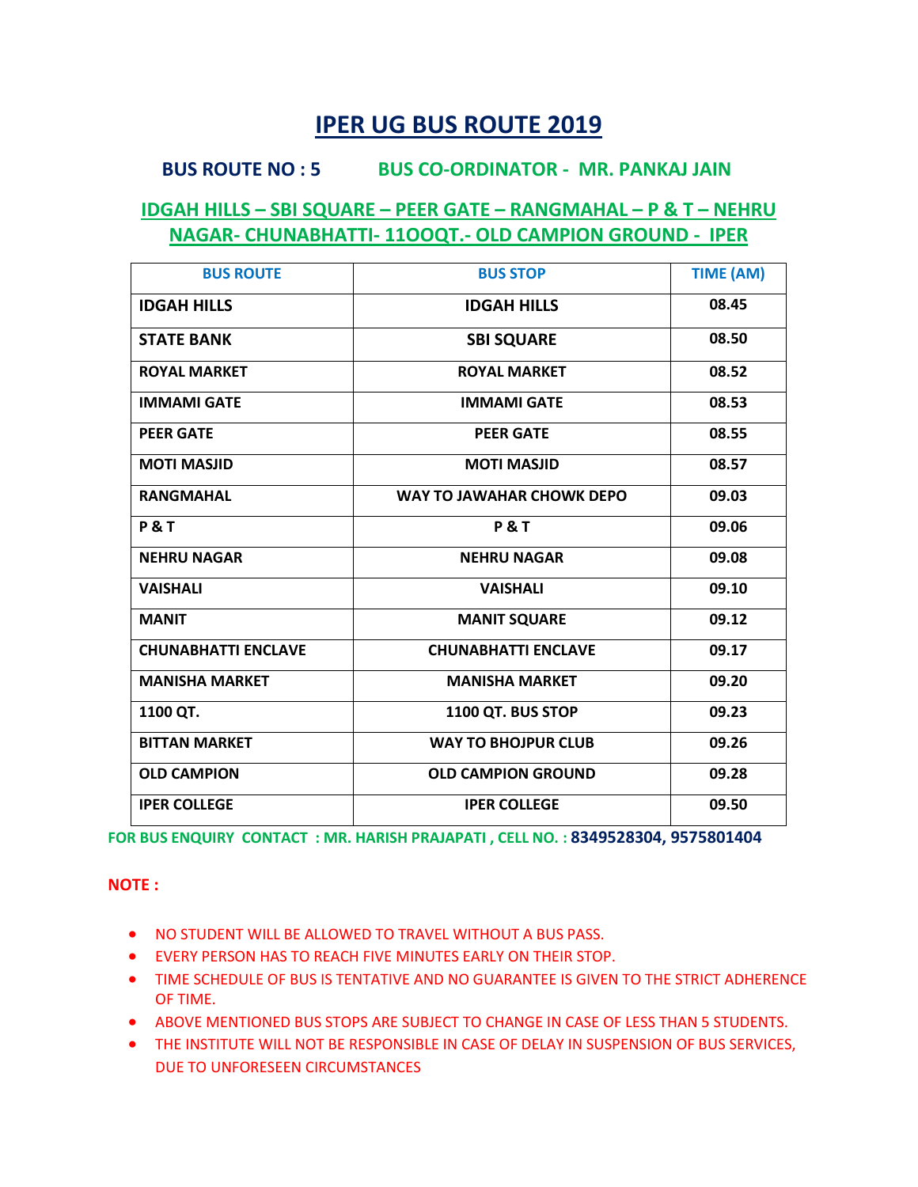# IPER UG BUS ROUTE 2019

**BUS ROUTE NO : 5** **BUS CO-ORDINATOR - MR. PANKAJ JAIN**

## IDGAH HILLS – SBI SQUARE – PEER GATE – RANGMAHAL – P & T – NEHRU NAGAR- CHUNABHATTI- 11OOQT.- OLD CAMPION GROUND - IPER

| BUS ROUTE | BUS STOP | TIME (AM) |
|---|---|---|
| IDGAH HILLS | IDGAH HILLS | 08.45 |
| STATE BANK | SBI SQUARE | 08.50 |
| ROYAL MARKET | ROYAL MARKET | 08.52 |
| IMMAMI GATE | IMMAMI GATE | 08.53 |
| PEER GATE | PEER GATE | 08.55 |
| MOTI MASJID | MOTI MASJID | 08.57 |
| RANGMAHAL | WAY TO JAWAHAR CHOWK DEPO | 09.03 |
| P & T | P & T | 09.06 |
| NEHRU NAGAR | NEHRU NAGAR | 09.08 |
| VAISHALI | VAISHALI | 09.10 |
| MANIT | MANIT SQUARE | 09.12 |
| CHUNABHATTI ENCLAVE | CHUNABHATTI ENCLAVE | 09.17 |
| MANISHA MARKET | MANISHA MARKET | 09.20 |
| 1100 QT. | 1100 QT. BUS STOP | 09.23 |
| BITTAN MARKET | WAY TO BHOJPUR CLUB | 09.26 |
| OLD CAMPION | OLD CAMPION GROUND | 09.28 |
| IPER COLLEGE | IPER COLLEGE | 09.50 |

FOR BUS ENQUIRY CONTACT : MR. HARISH PRAJAPATI , CELL NO. : **8349528304, 9575801404**

**NOTE :**

- NO STUDENT WILL BE ALLOWED TO TRAVEL WITHOUT A BUS PASS.
- EVERY PERSON HAS TO REACH FIVE MINUTES EARLY ON THEIR STOP.
- TIME SCHEDULE OF BUS IS TENTATIVE AND NO GUARANTEE IS GIVEN TO THE STRICT ADHERENCE OF TIME.
- ABOVE MENTIONED BUS STOPS ARE SUBJECT TO CHANGE IN CASE OF LESS THAN 5 STUDENTS.
- THE INSTITUTE WILL NOT BE RESPONSIBLE IN CASE OF DELAY IN SUSPENSION OF BUS SERVICES, DUE TO UNFORESEEN CIRCUMSTANCES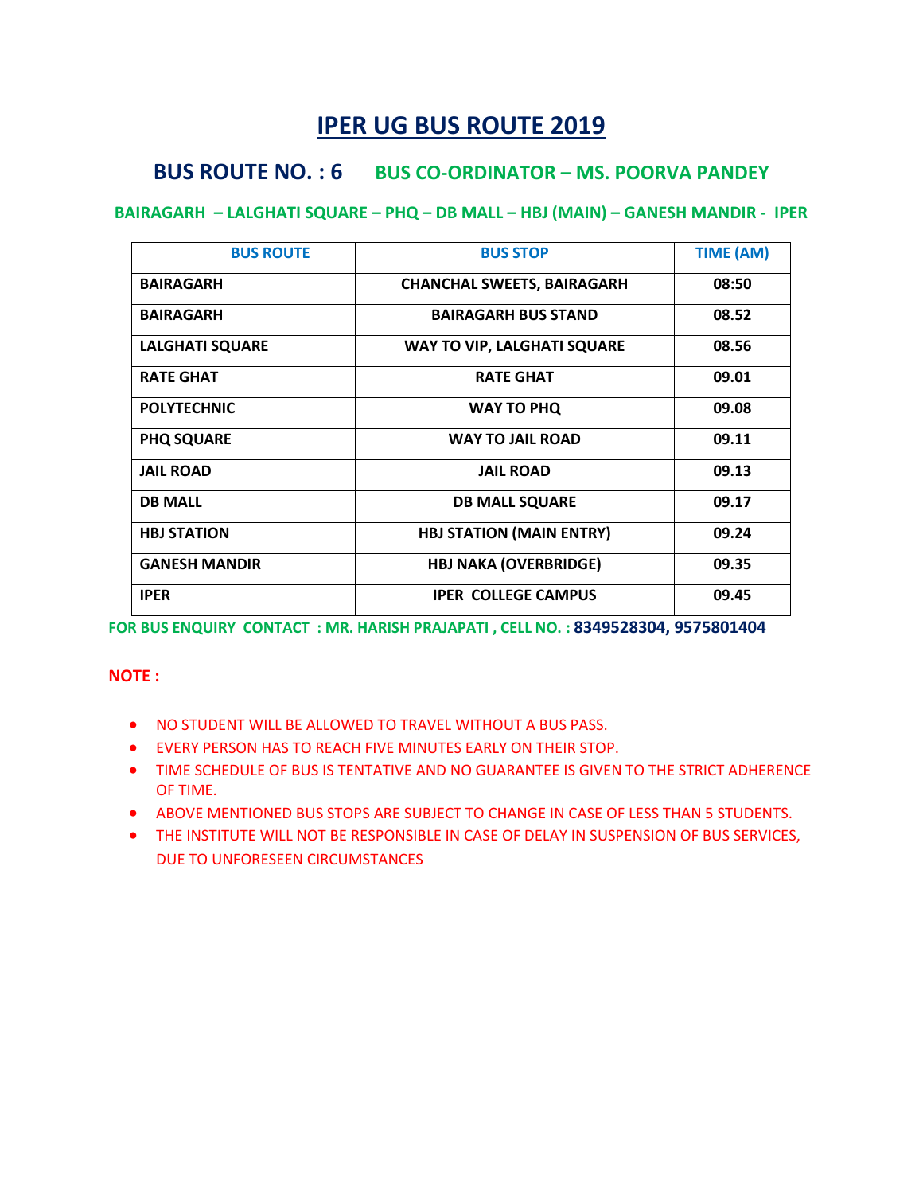# IPER UG BUS ROUTE 2019

## BUS ROUTE NO. : 6 BUS CO-ORDINATOR – MS. POORVA PANDEY

**BAIRAGARH – LALGHATI SQUARE – PHQ – DB MALL – HBJ (MAIN) – GANESH MANDIR - IPER**

| BUS ROUTE | BUS STOP | TIME (AM) |
|---|---|---|
| BAIRAGARH | CHANCHAL SWEETS, BAIRAGARH | 08:50 |
| BAIRAGARH | BAIRAGARH BUS STAND | 08.52 |
| LALGHATI SQUARE | WAY TO VIP, LALGHATI SQUARE | 08.56 |
| RATE GHAT | RATE GHAT | 09.01 |
| POLYTECHNIC | WAY TO PHQ | 09.08 |
| PHQ SQUARE | WAY TO JAIL ROAD | 09.11 |
| JAIL ROAD | JAIL ROAD | 09.13 |
| DB MALL | DB MALL SQUARE | 09.17 |
| HBJ STATION | HBJ STATION (MAIN ENTRY) | 09.24 |
| GANESH MANDIR | HBJ NAKA (OVERBRIDGE) | 09.35 |
| IPER | IPER COLLEGE CAMPUS | 09.45 |

**FOR BUS ENQUIRY CONTACT : MR. HARISH PRAJAPATI , CELL NO. : 8349528304, 9575801404**

**NOTE :**

- NO STUDENT WILL BE ALLOWED TO TRAVEL WITHOUT A BUS PASS.
- EVERY PERSON HAS TO REACH FIVE MINUTES EARLY ON THEIR STOP.
- TIME SCHEDULE OF BUS IS TENTATIVE AND NO GUARANTEE IS GIVEN TO THE STRICT ADHERENCE OF TIME.
- ABOVE MENTIONED BUS STOPS ARE SUBJECT TO CHANGE IN CASE OF LESS THAN 5 STUDENTS.
- THE INSTITUTE WILL NOT BE RESPONSIBLE IN CASE OF DELAY IN SUSPENSION OF BUS SERVICES, DUE TO UNFORESEEN CIRCUMSTANCES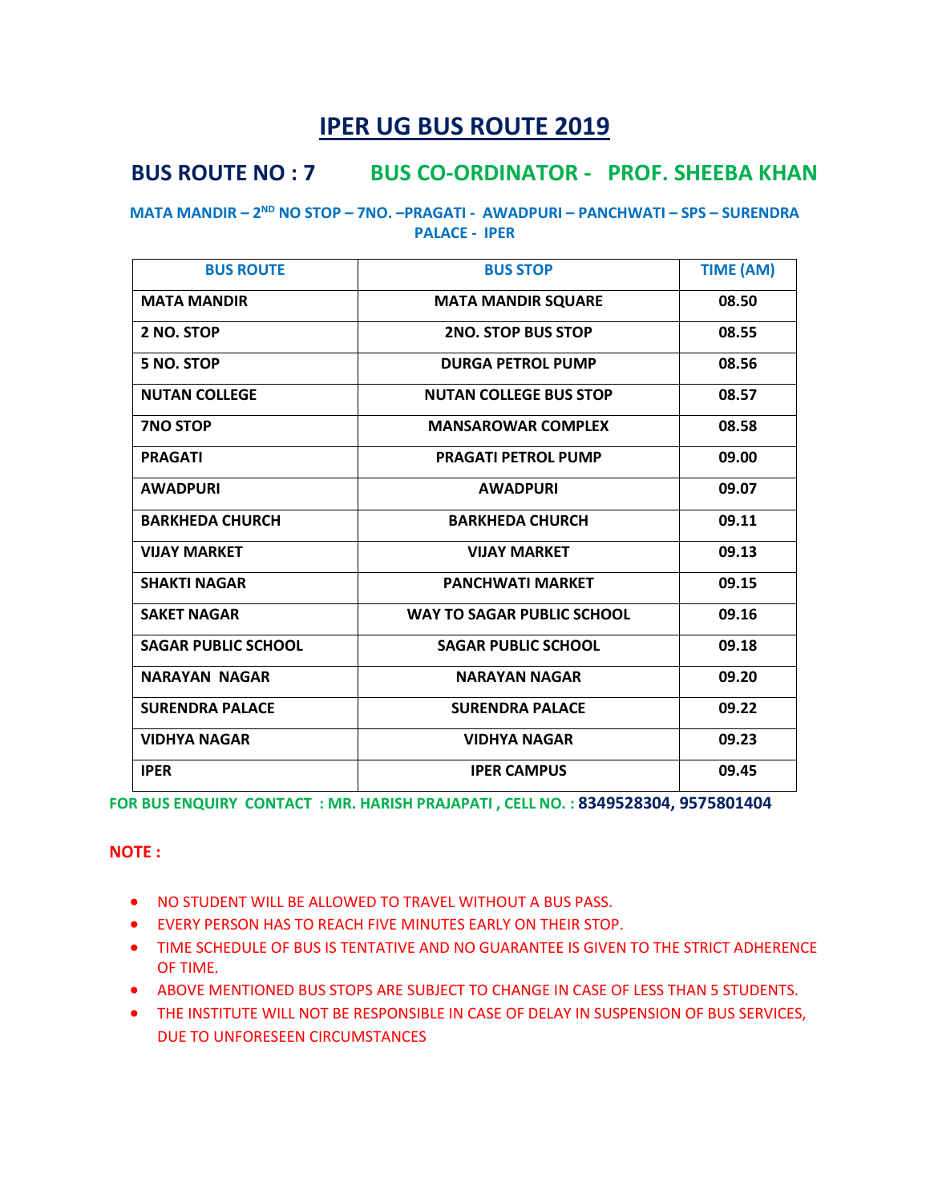# IPER UG BUS ROUTE 2019

## BUS ROUTE NO : 7 BUS CO-ORDINATOR - PROF. SHEEBA KHAN

**MATA MANDIR – 2ND NO STOP – 7NO. –PRAGATI - AWADPURI – PANCHWATI – SPS – SURENDRA PALACE - IPER**

| BUS ROUTE | BUS STOP | TIME (AM) |
|---|---|---|
| MATA MANDIR | MATA MANDIR SQUARE | 08.50 |
| 2 NO. STOP | 2NO. STOP BUS STOP | 08.55 |
| 5 NO. STOP | DURGA PETROL PUMP | 08.56 |
| NUTAN COLLEGE | NUTAN COLLEGE BUS STOP | 08.57 |
| 7NO STOP | MANSAROWAR COMPLEX | 08.58 |
| PRAGATI | PRAGATI PETROL PUMP | 09.00 |
| AWADPURI | AWADPURI | 09.07 |
| BARKHEDA CHURCH | BARKHEDA CHURCH | 09.11 |
| VIJAY MARKET | VIJAY MARKET | 09.13 |
| SHAKTI NAGAR | PANCHWATI MARKET | 09.15 |
| SAKET NAGAR | WAY TO SAGAR PUBLIC SCHOOL | 09.16 |
| SAGAR PUBLIC SCHOOL | SAGAR PUBLIC SCHOOL | 09.18 |
| NARAYAN NAGAR | NARAYAN NAGAR | 09.20 |
| SURENDRA PALACE | SURENDRA PALACE | 09.22 |
| VIDHYA NAGAR | VIDHYA NAGAR | 09.23 |
| IPER | IPER CAMPUS | 09.45 |

**FOR BUS ENQUIRY CONTACT : MR. HARISH PRAJAPATI , CELL NO. : 8349528304, 9575801404**

**NOTE :**

- NO STUDENT WILL BE ALLOWED TO TRAVEL WITHOUT A BUS PASS.
- EVERY PERSON HAS TO REACH FIVE MINUTES EARLY ON THEIR STOP.
- TIME SCHEDULE OF BUS IS TENTATIVE AND NO GUARANTEE IS GIVEN TO THE STRICT ADHERENCE OF TIME.
- ABOVE MENTIONED BUS STOPS ARE SUBJECT TO CHANGE IN CASE OF LESS THAN 5 STUDENTS.
- THE INSTITUTE WILL NOT BE RESPONSIBLE IN CASE OF DELAY IN SUSPENSION OF BUS SERVICES, DUE TO UNFORESEEN CIRCUMSTANCES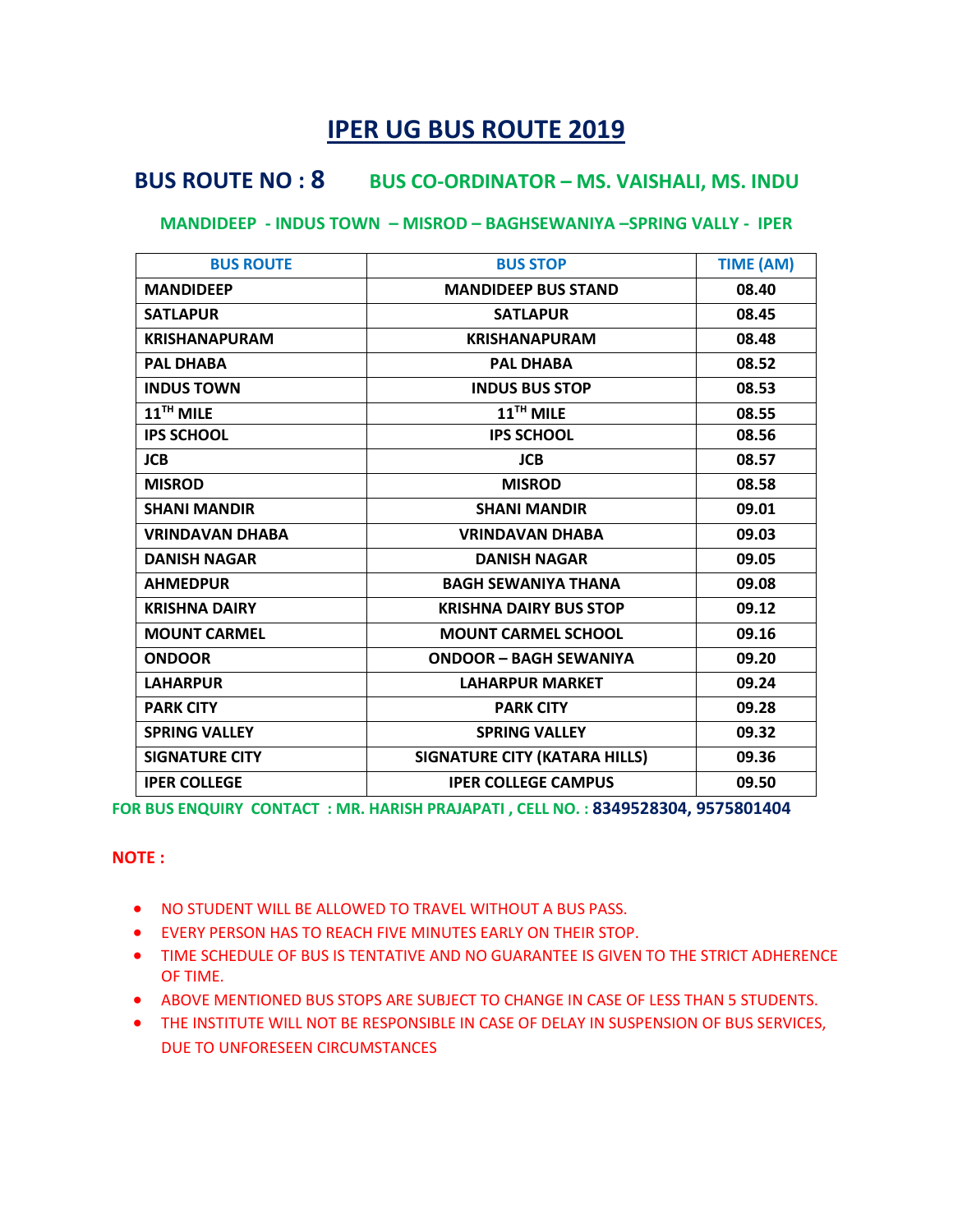# IPER UG BUS ROUTE 2019

## BUS ROUTE NO : 8 BUS CO-ORDINATOR – MS. VAISHALI, MS. INDU

**MANDIDEEP - INDUS TOWN – MISROD – BAGHSEWANIYA –SPRING VALLY - IPER**

| BUS ROUTE | BUS STOP | TIME (AM) |
|---|---|---|
| MANDIDEEP | MANDIDEEP BUS STAND | 08.40 |
| SATLAPUR | SATLAPUR | 08.45 |
| KRISHANAPURAM | KRISHANAPURAM | 08.48 |
| PAL DHABA | PAL DHABA | 08.52 |
| INDUS TOWN | INDUS BUS STOP | 08.53 |
| 11TH MILE | 11TH MILE | 08.55 |
| IPS SCHOOL | IPS SCHOOL | 08.56 |
| JCB | JCB | 08.57 |
| MISROD | MISROD | 08.58 |
| SHANI MANDIR | SHANI MANDIR | 09.01 |
| VRINDAVAN DHABA | VRINDAVAN DHABA | 09.03 |
| DANISH NAGAR | DANISH NAGAR | 09.05 |
| AHMEDPUR | BAGH SEWANIYA THANA | 09.08 |
| KRISHNA DAIRY | KRISHNA DAIRY BUS STOP | 09.12 |
| MOUNT CARMEL | MOUNT CARMEL SCHOOL | 09.16 |
| ONDOOR | ONDOOR – BAGH SEWANIYA | 09.20 |
| LAHARPUR | LAHARPUR MARKET | 09.24 |
| PARK CITY | PARK CITY | 09.28 |
| SPRING VALLEY | SPRING VALLEY | 09.32 |
| SIGNATURE CITY | SIGNATURE CITY (KATARA HILLS) | 09.36 |
| IPER COLLEGE | IPER COLLEGE CAMPUS | 09.50 |

FOR BUS ENQUIRY CONTACT : MR. HARISH PRAJAPATI , CELL NO. : 8349528304, 9575801404

**NOTE :**

- NO STUDENT WILL BE ALLOWED TO TRAVEL WITHOUT A BUS PASS.
- EVERY PERSON HAS TO REACH FIVE MINUTES EARLY ON THEIR STOP.
- TIME SCHEDULE OF BUS IS TENTATIVE AND NO GUARANTEE IS GIVEN TO THE STRICT ADHERENCE OF TIME.
- ABOVE MENTIONED BUS STOPS ARE SUBJECT TO CHANGE IN CASE OF LESS THAN 5 STUDENTS.
- THE INSTITUTE WILL NOT BE RESPONSIBLE IN CASE OF DELAY IN SUSPENSION OF BUS SERVICES, DUE TO UNFORESEEN CIRCUMSTANCES